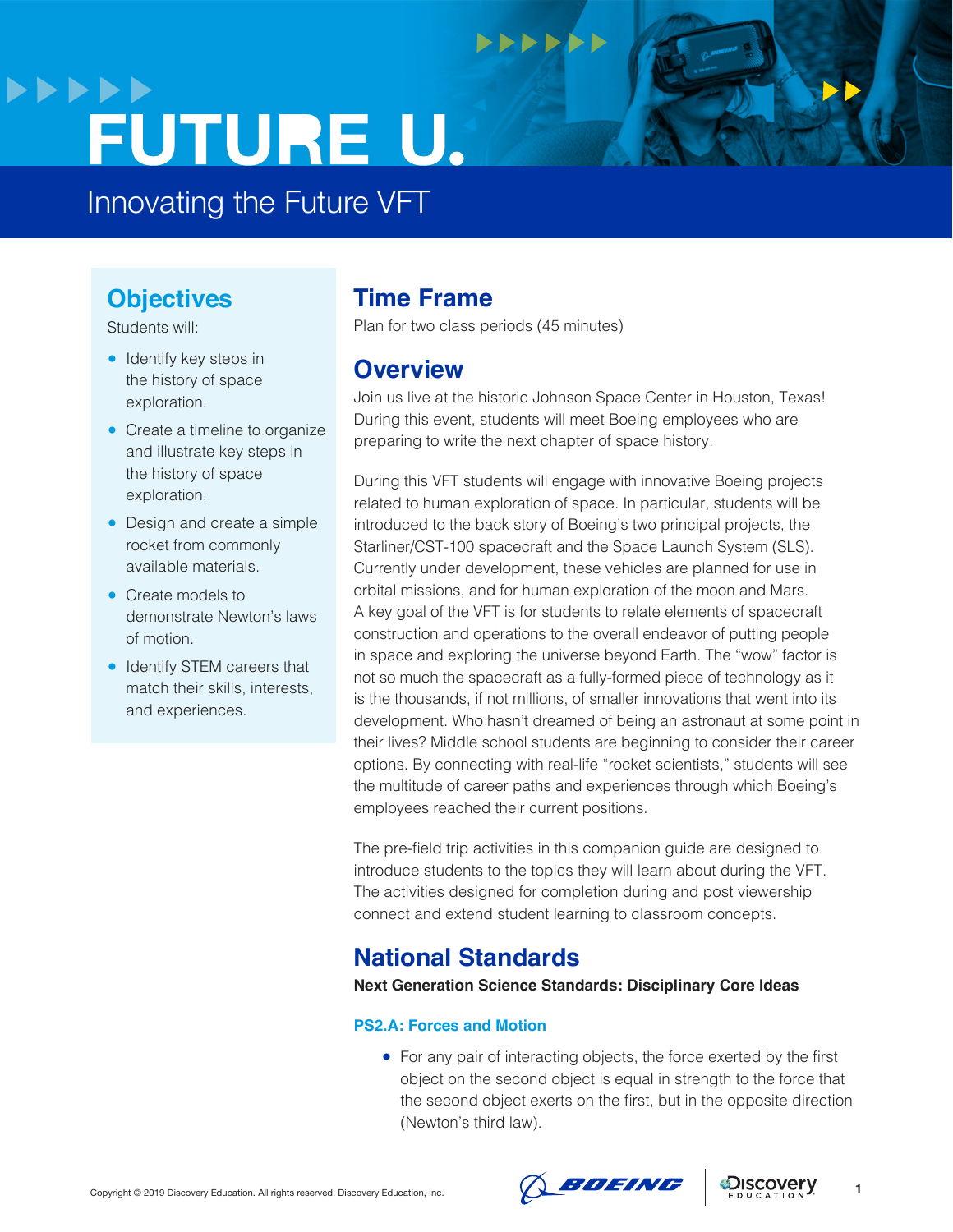# FUTURE U.

## Innovating the Future VFT

## Objectives

Students will:

- Identify key steps in the history of space exploration.
- Create a timeline to organize and illustrate key steps in the history of space exploration.
- Design and create a simple rocket from commonly available materials.
- Create models to demonstrate Newton's laws of motion.
- Identify STEM careers that match their skills, interests, and experiences.

## Time Frame

Plan for two class periods (45 minutes)

## Overview

Join us live at the historic Johnson Space Center in Houston, Texas! During this event, students will meet Boeing employees who are preparing to write the next chapter of space history.

During this VFT students will engage with innovative Boeing projects related to human exploration of space. In particular, students will be introduced to the back story of Boeing's two principal projects, the Starliner/CST-100 spacecraft and the Space Launch System (SLS). Currently under development, these vehicles are planned for use in orbital missions, and for human exploration of the moon and Mars. A key goal of the VFT is for students to relate elements of spacecraft construction and operations to the overall endeavor of putting people in space and exploring the universe beyond Earth. The "wow" factor is not so much the spacecraft as a fully-formed piece of technology as it is the thousands, if not millions, of smaller innovations that went into its development. Who hasn't dreamed of being an astronaut at some point in their lives? Middle school students are beginning to consider their career options. By connecting with real-life "rocket scientists," students will see the multitude of career paths and experiences through which Boeing's employees reached their current positions.

The pre-field trip activities in this companion guide are designed to introduce students to the topics they will learn about during the VFT. The activities designed for completion during and post viewership connect and extend student learning to classroom concepts.

## National Standards

**Next Generation Science Standards: Disciplinary Core Ideas**

### PS2.A: Forces and Motion

- For any pair of interacting objects, the force exerted by the first object on the second object is equal in strength to the force that the second object exerts on the first, but in the opposite direction (Newton's third law).

Copyright © 2019 Discovery Education. All rights reserved. Discovery Education, Inc.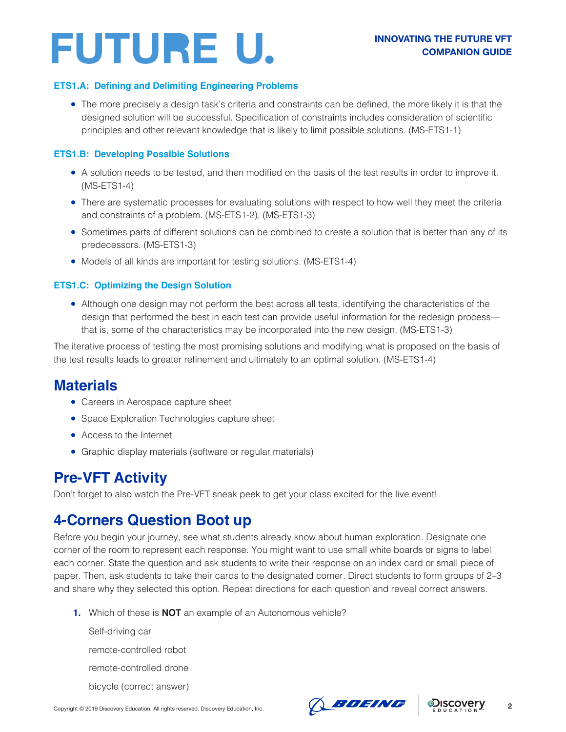### ETS1.A: Defining and Delimiting Engineering Problems

- The more precisely a design task's criteria and constraints can be defined, the more likely it is that the designed solution will be successful. Specification of constraints includes consideration of scientific principles and other relevant knowledge that is likely to limit possible solutions. (MS-ETS1-1)

### ETS1.B: Developing Possible Solutions

- A solution needs to be tested, and then modified on the basis of the test results in order to improve it. (MS-ETS1-4)
- There are systematic processes for evaluating solutions with respect to how well they meet the criteria and constraints of a problem. (MS-ETS1-2), (MS-ETS1-3)
- Sometimes parts of different solutions can be combined to create a solution that is better than any of its predecessors. (MS-ETS1-3)
- Models of all kinds are important for testing solutions. (MS-ETS1-4)

### ETS1.C: Optimizing the Design Solution

- Although one design may not perform the best across all tests, identifying the characteristics of the design that performed the best in each test can provide useful information for the redesign process—that is, some of the characteristics may be incorporated into the new design. (MS-ETS1-3)

The iterative process of testing the most promising solutions and modifying what is proposed on the basis of the test results leads to greater refinement and ultimately to an optimal solution. (MS-ETS1-4)

## Materials

- Careers in Aerospace capture sheet
- Space Exploration Technologies capture sheet
- Access to the Internet
- Graphic display materials (software or regular materials)

## Pre-VFT Activity

Don't forget to also watch the Pre-VFT sneak peek to get your class excited for the live event!

## 4-Corners Question Boot up

Before you begin your journey, see what students already know about human exploration. Designate one corner of the room to represent each response. You might want to use small white boards or signs to label each corner. State the question and ask students to write their response on an index card or small piece of paper. Then, ask students to take their cards to the designated corner. Direct students to form groups of 2–3 and share why they selected this option. Repeat directions for each question and reveal correct answers.

1. Which of these is **NOT** an example of an Autonomous vehicle?

   Self-driving car

   remote-controlled robot

   remote-controlled drone

   bicycle (correct answer)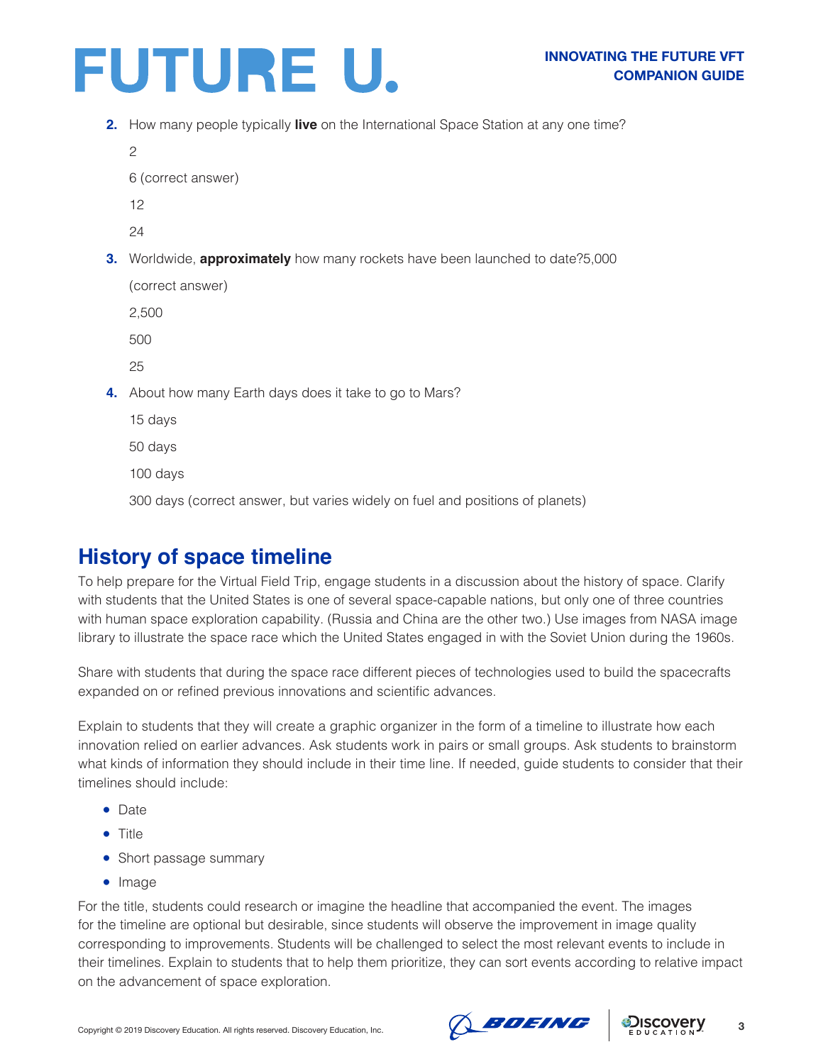2. How many people typically **live** on the International Space Station at any one time?

   2

   6 (correct answer)

   12

   24

3. Worldwide, **approximately** how many rockets have been launched to date?5,000

   (correct answer)

   2,500

   500

   25

4. About how many Earth days does it take to go to Mars?

   15 days

   50 days

   100 days

   300 days (correct answer, but varies widely on fuel and positions of planets)

## History of space timeline

To help prepare for the Virtual Field Trip, engage students in a discussion about the history of space. Clarify with students that the United States is one of several space-capable nations, but only one of three countries with human space exploration capability. (Russia and China are the other two.) Use images from NASA image library to illustrate the space race which the United States engaged in with the Soviet Union during the 1960s.

Share with students that during the space race different pieces of technologies used to build the spacecrafts expanded on or refined previous innovations and scientific advances.

Explain to students that they will create a graphic organizer in the form of a timeline to illustrate how each innovation relied on earlier advances. Ask students work in pairs or small groups. Ask students to brainstorm what kinds of information they should include in their time line. If needed, guide students to consider that their timelines should include:

- Date
- Title
- Short passage summary
- Image

For the title, students could research or imagine the headline that accompanied the event. The images for the timeline are optional but desirable, since students will observe the improvement in image quality corresponding to improvements. Students will be challenged to select the most relevant events to include in their timelines. Explain to students that to help them prioritize, they can sort events according to relative impact on the advancement of space exploration.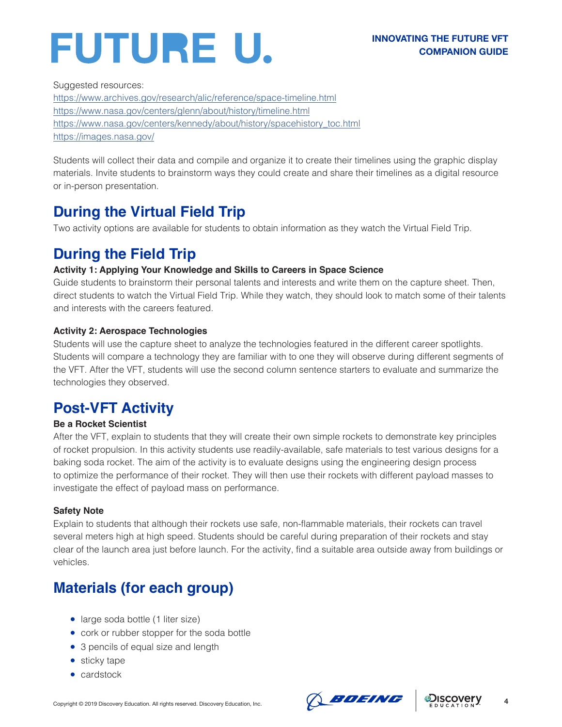Suggested resources:
https://www.archives.gov/research/alic/reference/space-timeline.html
https://www.nasa.gov/centers/glenn/about/history/timeline.html
https://www.nasa.gov/centers/kennedy/about/history/spacehistory_toc.html
https://images.nasa.gov/

Students will collect their data and compile and organize it to create their timelines using the graphic display materials. Invite students to brainstorm ways they could create and share their timelines as a digital resource or in-person presentation.

## During the Virtual Field Trip

Two activity options are available for students to obtain information as they watch the Virtual Field Trip.

## During the Field Trip

**Activity 1: Applying Your Knowledge and Skills to Careers in Space Science**

Guide students to brainstorm their personal talents and interests and write them on the capture sheet. Then, direct students to watch the Virtual Field Trip. While they watch, they should look to match some of their talents and interests with the careers featured.

**Activity 2: Aerospace Technologies**

Students will use the capture sheet to analyze the technologies featured in the different career spotlights. Students will compare a technology they are familiar with to one they will observe during different segments of the VFT. After the VFT, students will use the second column sentence starters to evaluate and summarize the technologies they observed.

## Post-VFT Activity

**Be a Rocket Scientist**

After the VFT, explain to students that they will create their own simple rockets to demonstrate key principles of rocket propulsion. In this activity students use readily-available, safe materials to test various designs for a baking soda rocket. The aim of the activity is to evaluate designs using the engineering design process to optimize the performance of their rocket. They will then use their rockets with different payload masses to investigate the effect of payload mass on performance.

**Safety Note**

Explain to students that although their rockets use safe, non-flammable materials, their rockets can travel several meters high at high speed. Students should be careful during preparation of their rockets and stay clear of the launch area just before launch. For the activity, find a suitable area outside away from buildings or vehicles.

## Materials (for each group)

- large soda bottle (1 liter size)
- cork or rubber stopper for the soda bottle
- 3 pencils of equal size and length
- sticky tape
- cardstock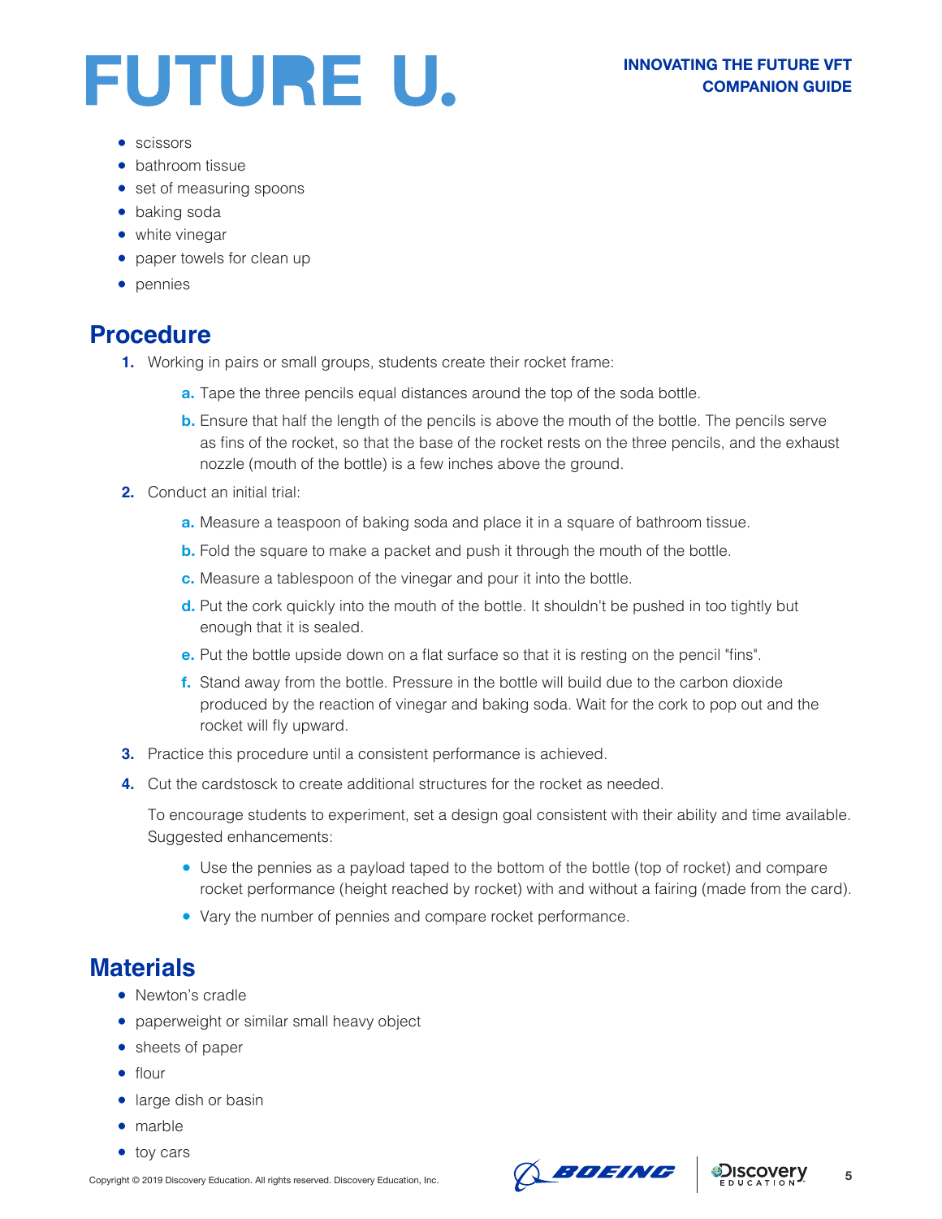- scissors
- bathroom tissue
- set of measuring spoons
- baking soda
- white vinegar
- paper towels for clean up
- pennies

## Procedure

1. Working in pairs or small groups, students create their rocket frame:
   a. Tape the three pencils equal distances around the top of the soda bottle.
   b. Ensure that half the length of the pencils is above the mouth of the bottle. The pencils serve as fins of the rocket, so that the base of the rocket rests on the three pencils, and the exhaust nozzle (mouth of the bottle) is a few inches above the ground.
2. Conduct an initial trial:
   a. Measure a teaspoon of baking soda and place it in a square of bathroom tissue.
   b. Fold the square to make a packet and push it through the mouth of the bottle.
   c. Measure a tablespoon of the vinegar and pour it into the bottle.
   d. Put the cork quickly into the mouth of the bottle. It shouldn't be pushed in too tightly but enough that it is sealed.
   e. Put the bottle upside down on a flat surface so that it is resting on the pencil "fins".
   f. Stand away from the bottle. Pressure in the bottle will build due to the carbon dioxide produced by the reaction of vinegar and baking soda. Wait for the cork to pop out and the rocket will fly upward.
3. Practice this procedure until a consistent performance is achieved.
4. Cut the cardstosck to create additional structures for the rocket as needed.

   To encourage students to experiment, set a design goal consistent with their ability and time available. Suggested enhancements:

   - Use the pennies as a payload taped to the bottom of the bottle (top of rocket) and compare rocket performance (height reached by rocket) with and without a fairing (made from the card).
   - Vary the number of pennies and compare rocket performance.

## Materials

- Newton's cradle
- paperweight or similar small heavy object
- sheets of paper
- flour
- large dish or basin
- marble
- toy cars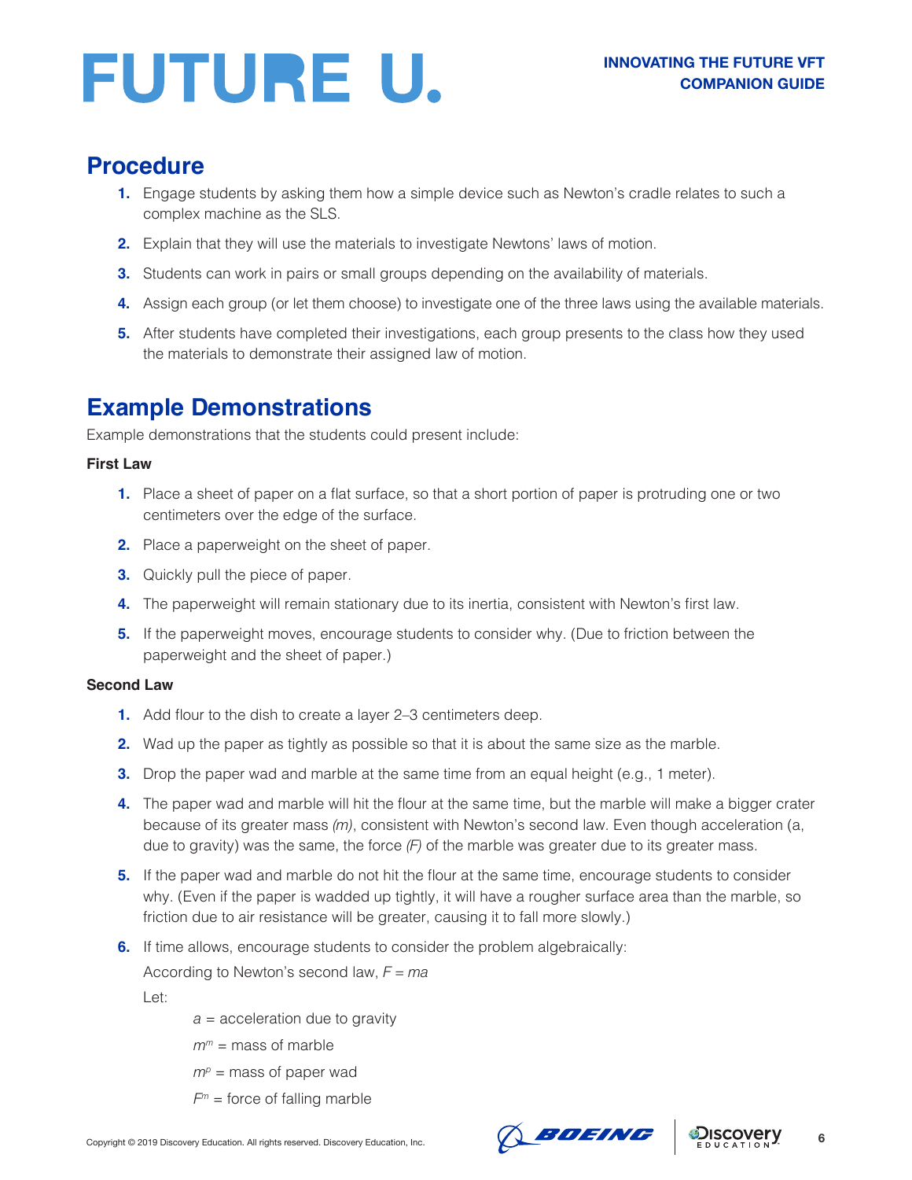## Procedure

1. Engage students by asking them how a simple device such as Newton's cradle relates to such a complex machine as the SLS.
2. Explain that they will use the materials to investigate Newtons' laws of motion.
3. Students can work in pairs or small groups depending on the availability of materials.
4. Assign each group (or let them choose) to investigate one of the three laws using the available materials.
5. After students have completed their investigations, each group presents to the class how they used the materials to demonstrate their assigned law of motion.

## Example Demonstrations

Example demonstrations that the students could present include:

**First Law**

1. Place a sheet of paper on a flat surface, so that a short portion of paper is protruding one or two centimeters over the edge of the surface.
2. Place a paperweight on the sheet of paper.
3. Quickly pull the piece of paper.
4. The paperweight will remain stationary due to its inertia, consistent with Newton's first law.
5. If the paperweight moves, encourage students to consider why. (Due to friction between the paperweight and the sheet of paper.)

**Second Law**

1. Add flour to the dish to create a layer 2–3 centimeters deep.
2. Wad up the paper as tightly as possible so that it is about the same size as the marble.
3. Drop the paper wad and marble at the same time from an equal height (e.g., 1 meter).
4. The paper wad and marble will hit the flour at the same time, but the marble will make a bigger crater because of its greater mass *(m)*, consistent with Newton's second law. Even though acceleration (a, due to gravity) was the same, the force *(F)* of the marble was greater due to its greater mass.
5. If the paper wad and marble do not hit the flour at the same time, encourage students to consider why. (Even if the paper is wadded up tightly, it will have a rougher surface area than the marble, so friction due to air resistance will be greater, causing it to fall more slowly.)
6. If time allows, encourage students to consider the problem algebraically:

   According to Newton's second law, $F = ma$

   Let:

   $a$ = acceleration due to gravity

   $m^m$ = mass of marble

   $m^p$ = mass of paper wad

   $F^m$ = force of falling marble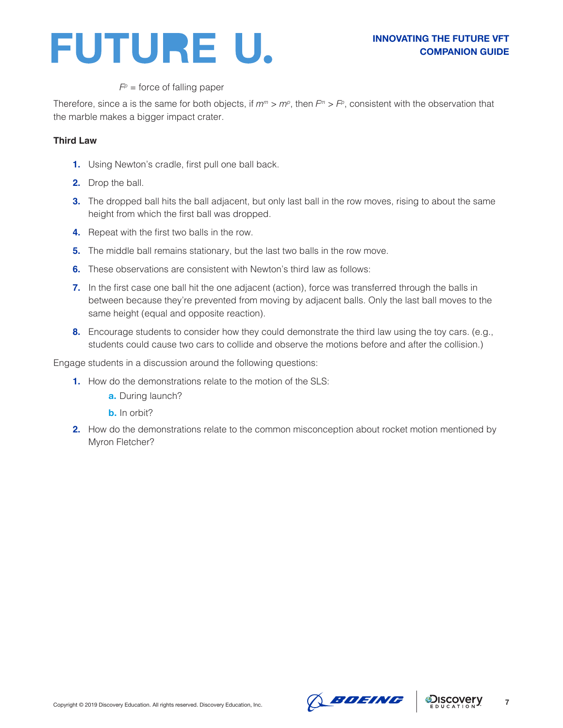$F^p$ = force of falling paper

Therefore, since a is the same for both objects, if $m^m > m^p$, then $F^m > F^p$, consistent with the observation that the marble makes a bigger impact crater.

**Third Law**

1. Using Newton's cradle, first pull one ball back.
2. Drop the ball.
3. The dropped ball hits the ball adjacent, but only last ball in the row moves, rising to about the same height from which the first ball was dropped.
4. Repeat with the first two balls in the row.
5. The middle ball remains stationary, but the last two balls in the row move.
6. These observations are consistent with Newton's third law as follows:
7. In the first case one ball hit the one adjacent (action), force was transferred through the balls in between because they're prevented from moving by adjacent balls. Only the last ball moves to the same height (equal and opposite reaction).
8. Encourage students to consider how they could demonstrate the third law using the toy cars. (e.g., students could cause two cars to collide and observe the motions before and after the collision.)

Engage students in a discussion around the following questions:

1. How do the demonstrations relate to the motion of the SLS:
   a. During launch?
   b. In orbit?
2. How do the demonstrations relate to the common misconception about rocket motion mentioned by Myron Fletcher?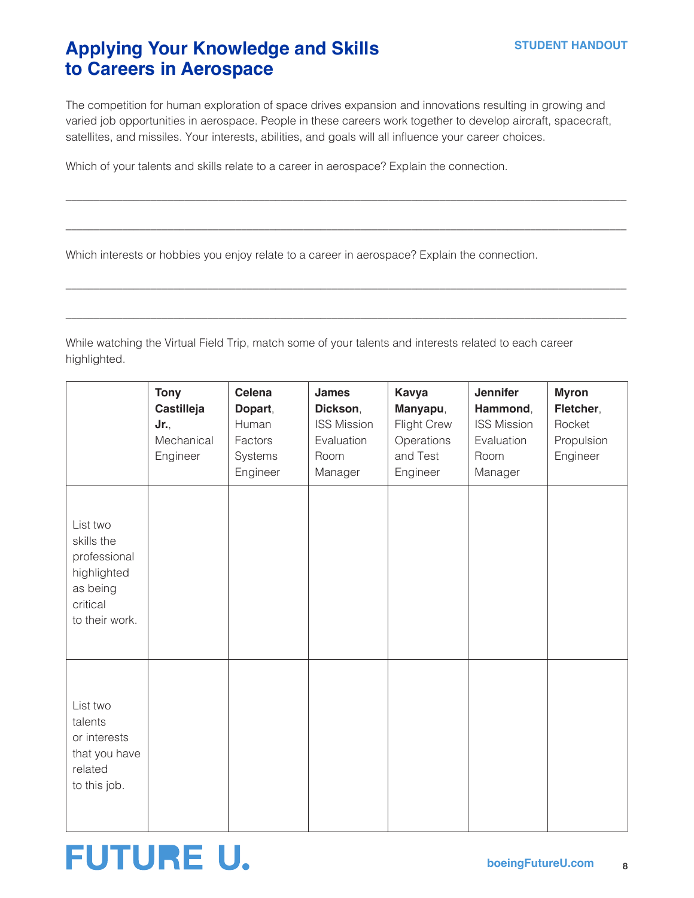# Applying Your Knowledge and Skills to Careers in Aerospace

STUDENT HANDOUT

The competition for human exploration of space drives expansion and innovations resulting in growing and varied job opportunities in aerospace. People in these careers work together to develop aircraft, spacecraft, satellites, and missiles. Your interests, abilities, and goals will all influence your career choices.

Which of your talents and skills relate to a career in aerospace? Explain the connection.

\_\_\_\_\_\_\_\_\_\_\_\_\_\_\_\_\_\_\_\_\_\_\_\_\_\_\_\_\_\_\_\_\_\_\_\_\_\_\_\_\_\_\_\_\_\_\_\_\_\_\_\_\_\_\_\_\_\_\_\_\_\_\_\_\_\_\_\_\_\_\_\_\_\_\_\_\_\_

\_\_\_\_\_\_\_\_\_\_\_\_\_\_\_\_\_\_\_\_\_\_\_\_\_\_\_\_\_\_\_\_\_\_\_\_\_\_\_\_\_\_\_\_\_\_\_\_\_\_\_\_\_\_\_\_\_\_\_\_\_\_\_\_\_\_\_\_\_\_\_\_\_\_\_\_\_\_

Which interests or hobbies you enjoy relate to a career in aerospace? Explain the connection.

\_\_\_\_\_\_\_\_\_\_\_\_\_\_\_\_\_\_\_\_\_\_\_\_\_\_\_\_\_\_\_\_\_\_\_\_\_\_\_\_\_\_\_\_\_\_\_\_\_\_\_\_\_\_\_\_\_\_\_\_\_\_\_\_\_\_\_\_\_\_\_\_\_\_\_\_\_\_

\_\_\_\_\_\_\_\_\_\_\_\_\_\_\_\_\_\_\_\_\_\_\_\_\_\_\_\_\_\_\_\_\_\_\_\_\_\_\_\_\_\_\_\_\_\_\_\_\_\_\_\_\_\_\_\_\_\_\_\_\_\_\_\_\_\_\_\_\_\_\_\_\_\_\_\_\_\_

While watching the Virtual Field Trip, match some of your talents and interests related to each career highlighted.

| | **Tony Castilleja Jr.**, Mechanical Engineer | **Celena Dopart**, Human Factors Systems Engineer | **James Dickson**, ISS Mission Evaluation Room Manager | **Kavya Manyapu**, Flight Crew Operations and Test Engineer | **Jennifer Hammond**, ISS Mission Evaluation Room Manager | **Myron Fletcher**, Rocket Propulsion Engineer |
|---|---|---|---|---|---|---|
| List two skills the professional highlighted as being critical to their work. | | | | | | |
| List two talents or interests that you have related to this job. | | | | | | |

FUTURE U.

boeingFutureU.com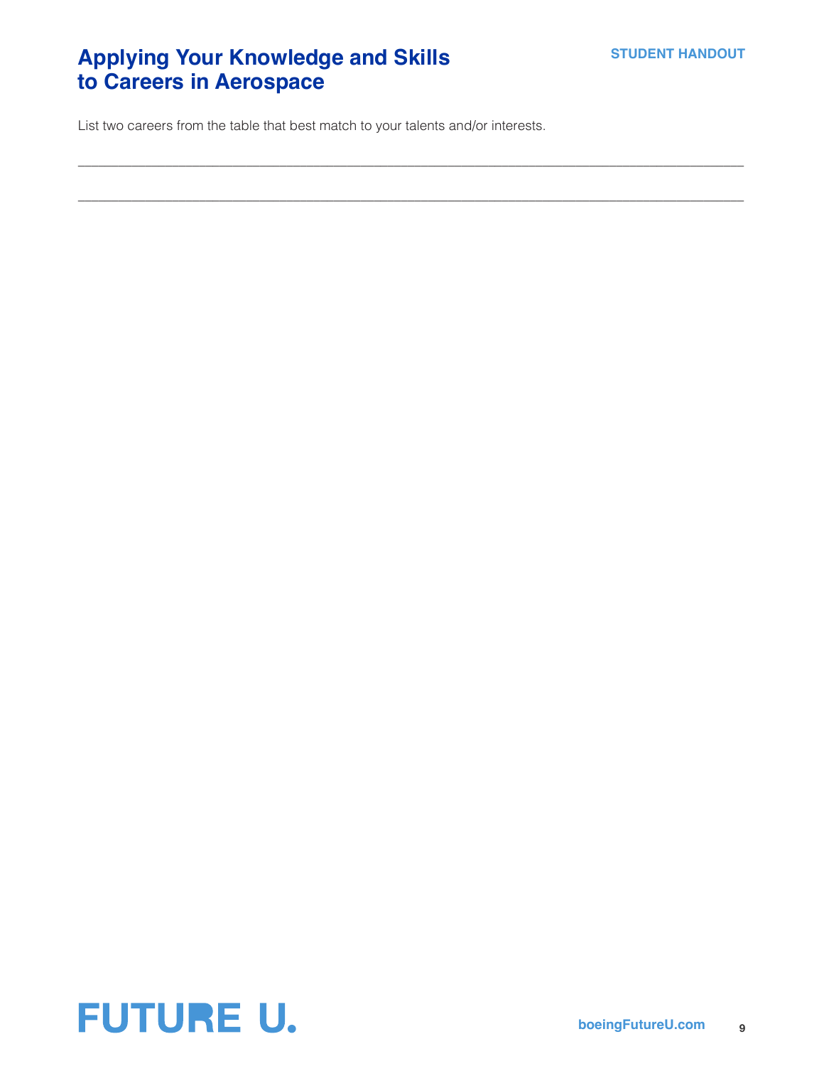# Applying Your Knowledge and Skills to Careers in Aerospace

**STUDENT HANDOUT**

List two careers from the table that best match to your talents and/or interests.

\_\_\_\_\_\_\_\_\_\_\_\_\_\_\_\_\_\_\_\_\_\_\_\_\_\_\_\_\_\_\_\_\_\_\_\_\_\_\_\_\_\_\_\_\_\_\_\_\_\_\_\_\_\_\_\_\_\_\_\_\_\_\_\_\_\_\_\_\_\_\_\_

\_\_\_\_\_\_\_\_\_\_\_\_\_\_\_\_\_\_\_\_\_\_\_\_\_\_\_\_\_\_\_\_\_\_\_\_\_\_\_\_\_\_\_\_\_\_\_\_\_\_\_\_\_\_\_\_\_\_\_\_\_\_\_\_\_\_\_\_\_\_\_\_

FUTURE U.

boeingFutureU.com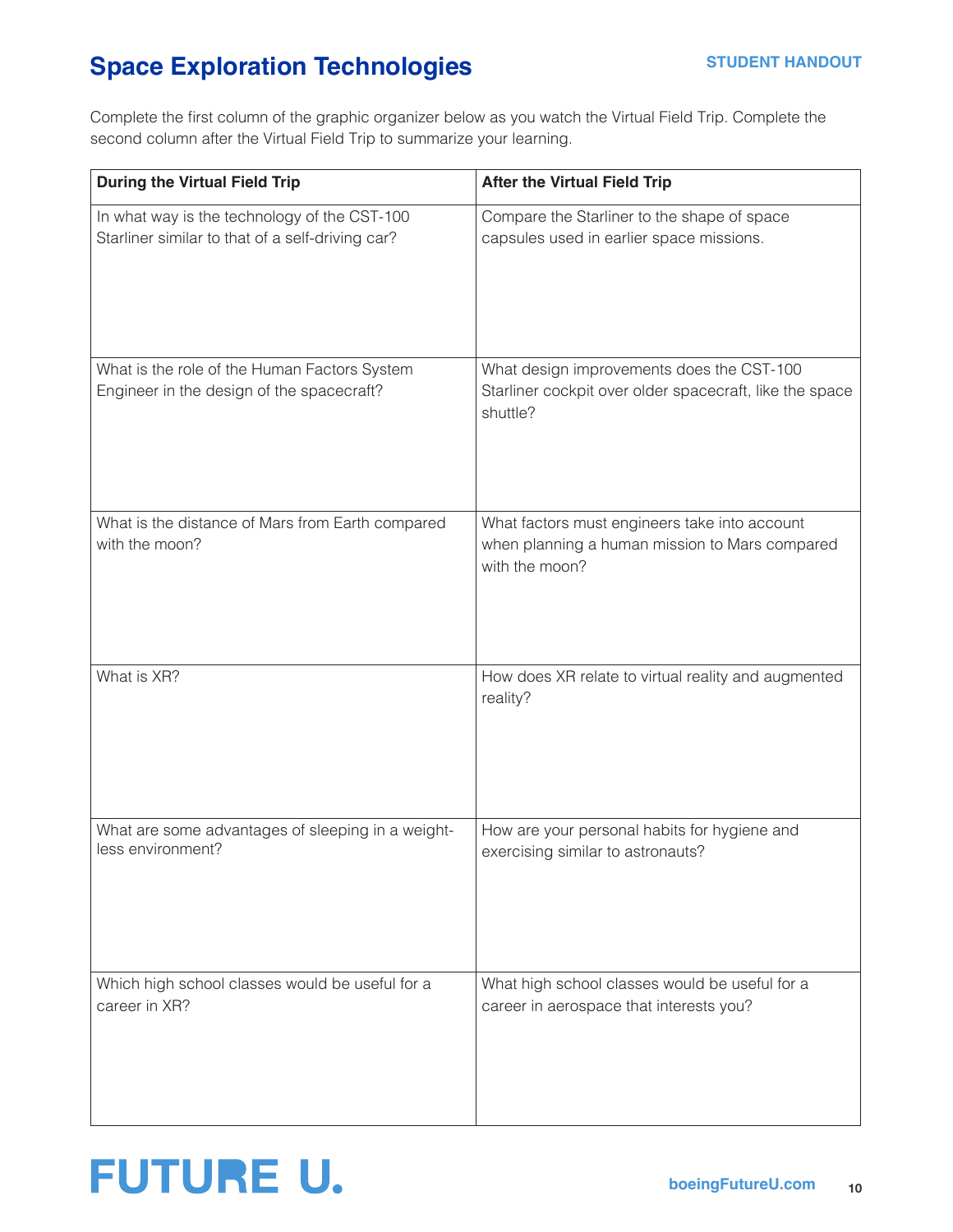# Space Exploration Technologies

**STUDENT HANDOUT**

Complete the first column of the graphic organizer below as you watch the Virtual Field Trip. Complete the second column after the Virtual Field Trip to summarize your learning.

| **During the Virtual Field Trip** | **After the Virtual Field Trip** |
|---|---|
| In what way is the technology of the CST-100 Starliner similar to that of a self-driving car? | Compare the Starliner to the shape of space capsules used in earlier space missions. |
| What is the role of the Human Factors System Engineer in the design of the spacecraft? | What design improvements does the CST-100 Starliner cockpit over older spacecraft, like the space shuttle? |
| What is the distance of Mars from Earth compared with the moon? | What factors must engineers take into account when planning a human mission to Mars compared with the moon? |
| What is XR? | How does XR relate to virtual reality and augmented reality? |
| What are some advantages of sleeping in a weight-less environment? | How are your personal habits for hygiene and exercising similar to astronauts? |
| Which high school classes would be useful for a career in XR? | What high school classes would be useful for a career in aerospace that interests you? |

FUTURE U.

boeingFutureU.com